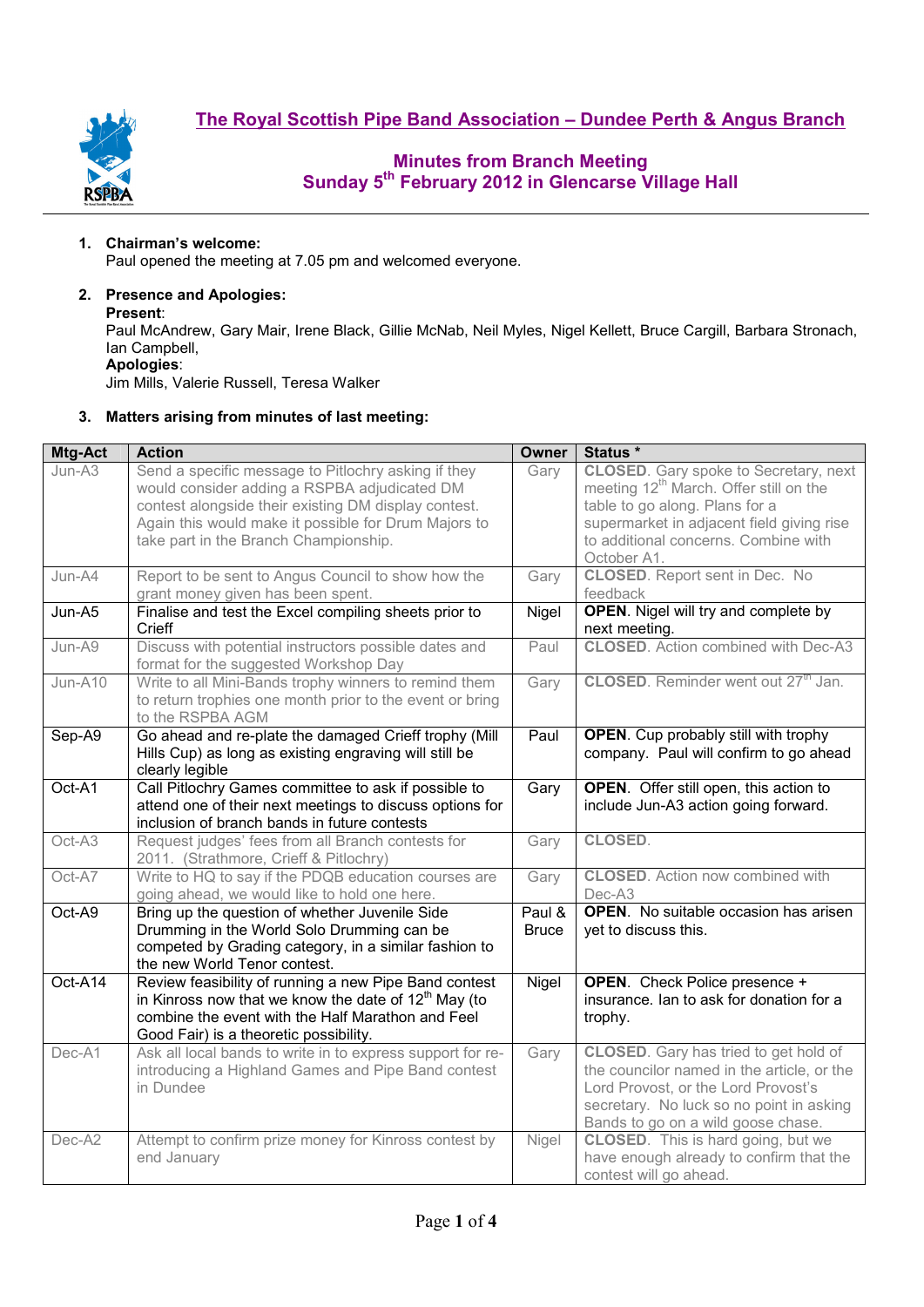# The Royal Scottish Pipe Band Association – Dundee Perth & Angus Branch

## Minutes from Branch Meeting
## Sunday 5th February 2012 in Glencarse Village Hall

1. **Chairman's welcome:**
Paul opened the meeting at 7.05 pm and welcomed everyone.

2. **Presence and Apologies:**
**Present**:
Paul McAndrew, Gary Mair, Irene Black, Gillie McNab, Neil Myles, Nigel Kellett, Bruce Cargill, Barbara Stronach, Ian Campbell,
**Apologies**:
Jim Mills, Valerie Russell, Teresa Walker

3. **Matters arising from minutes of last meeting:**

| Mtg-Act | Action | Owner | Status * |
|---|---|---|---|
| Jun-A3 | Send a specific message to Pitlochry asking if they would consider adding a RSPBA adjudicated DM contest alongside their existing DM display contest. Again this would make it possible for Drum Majors to take part in the Branch Championship. | Gary | **CLOSED**. Gary spoke to Secretary, next meeting 12th March. Offer still on the table to go along. Plans for a supermarket in adjacent field giving rise to additional concerns. Combine with October A1. |
| Jun-A4 | Report to be sent to Angus Council to show how the grant money given has been spent. | Gary | **CLOSED**. Report sent in Dec. No feedback |
| Jun-A5 | Finalise and test the Excel compiling sheets prior to Crieff | Nigel | **OPEN**. Nigel will try and complete by next meeting. |
| Jun-A9 | Discuss with potential instructors possible dates and format for the suggested Workshop Day | Paul | **CLOSED**. Action combined with Dec-A3 |
| Jun-A10 | Write to all Mini-Bands trophy winners to remind them to return trophies one month prior to the event or bring to the RSPBA AGM | Gary | **CLOSED**. Reminder went out 27th Jan. |
| Sep-A9 | Go ahead and re-plate the damaged Crieff trophy (Mill Hills Cup) as long as existing engraving will still be clearly legible | Paul | **OPEN**. Cup probably still with trophy company. Paul will confirm to go ahead |
| Oct-A1 | Call Pitlochry Games committee to ask if possible to attend one of their next meetings to discuss options for inclusion of branch bands in future contests | Gary | **OPEN**. Offer still open, this action to include Jun-A3 action going forward. |
| Oct-A3 | Request judges' fees from all Branch contests for 2011. (Strathmore, Crieff & Pitlochry) | Gary | **CLOSED**. |
| Oct-A7 | Write to HQ to say if the PDQB education courses are going ahead, we would like to hold one here. | Gary | **CLOSED**. Action now combined with Dec-A3 |
| Oct-A9 | Bring up the question of whether Juvenile Side Drumming in the World Solo Drumming can be competed by Grading category, in a similar fashion to the new World Tenor contest. | Paul & Bruce | **OPEN**. No suitable occasion has arisen yet to discuss this. |
| Oct-A14 | Review feasibility of running a new Pipe Band contest in Kinross now that we know the date of 12th May (to combine the event with the Half Marathon and Feel Good Fair) is a theoretic possibility. | Nigel | **OPEN**. Check Police presence + insurance. Ian to ask for donation for a trophy. |
| Dec-A1 | Ask all local bands to write in to express support for re-introducing a Highland Games and Pipe Band contest in Dundee | Gary | **CLOSED**. Gary has tried to get hold of the councilor named in the article, or the Lord Provost, or the Lord Provost's secretary. No luck so no point in asking Bands to go on a wild goose chase. |
| Dec-A2 | Attempt to confirm prize money for Kinross contest by end January | Nigel | **CLOSED**. This is hard going, but we have enough already to confirm that the contest will go ahead. |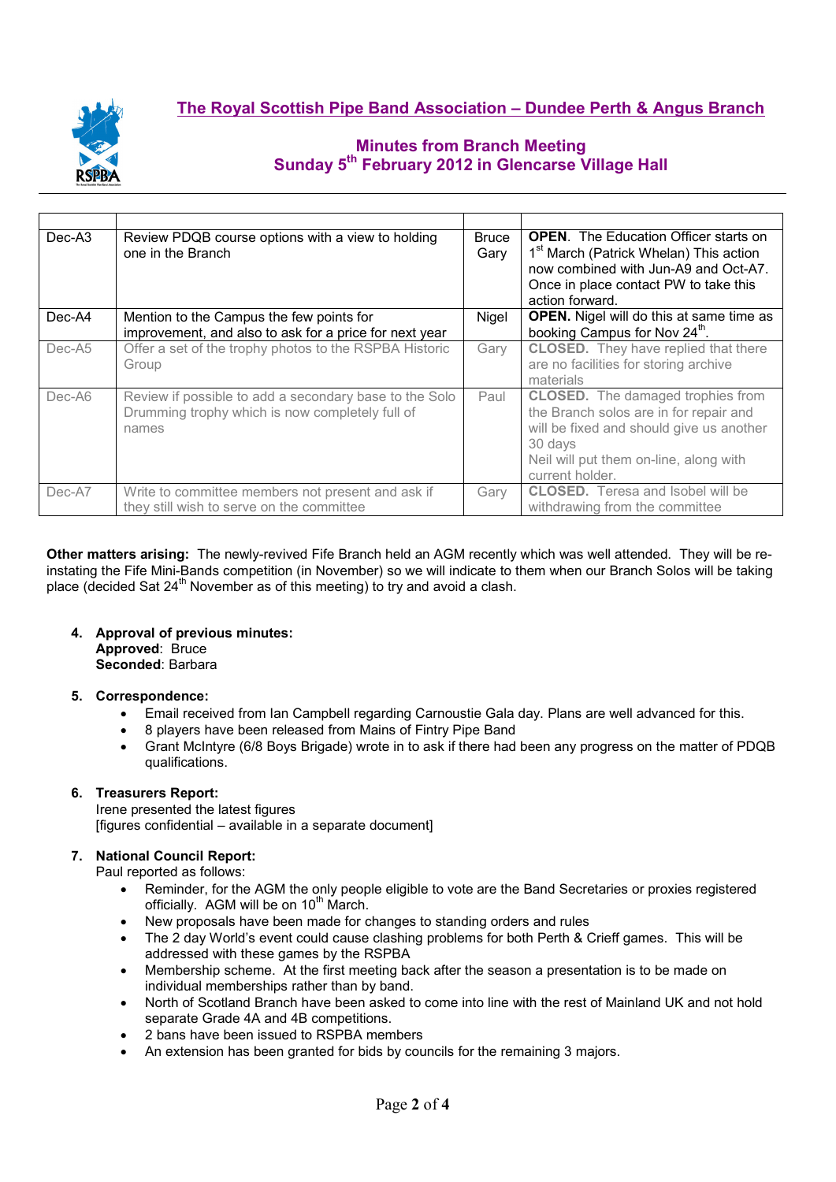## The Royal Scottish Pipe Band Association – Dundee Perth & Angus Branch

### Minutes from Branch Meeting
### Sunday 5th February 2012 in Glencarse Village Hall

| | | | |
|---|---|---|---|
| Dec-A3 | Review PDQB course options with a view to holding one in the Branch | Bruce Gary | **OPEN**. The Education Officer starts on 1st March (Patrick Whelan) This action now combined with Jun-A9 and Oct-A7. Once in place contact PW to take this action forward. |
| Dec-A4 | Mention to the Campus the few points for improvement, and also to ask for a price for next year | Nigel | **OPEN.** Nigel will do this at same time as booking Campus for Nov 24th. |
| Dec-A5 | Offer a set of the trophy photos to the RSPBA Historic Group | Gary | **CLOSED.** They have replied that there are no facilities for storing archive materials |
| Dec-A6 | Review if possible to add a secondary base to the Solo Drumming trophy which is now completely full of names | Paul | **CLOSED.** The damaged trophies from the Branch solos are in for repair and will be fixed and should give us another 30 days<br>Neil will put them on-line, along with current holder. |
| Dec-A7 | Write to committee members not present and ask if they still wish to serve on the committee | Gary | **CLOSED.** Teresa and Isobel will be withdrawing from the committee |

**Other matters arising:** The newly-revived Fife Branch held an AGM recently which was well attended. They will be re-instating the Fife Mini-Bands competition (in November) so we will indicate to them when our Branch Solos will be taking place (decided Sat 24th November as of this meeting) to try and avoid a clash.

4. **Approval of previous minutes:**
   **Approved**: Bruce
   **Seconded**: Barbara

5. **Correspondence:**
   - Email received from Ian Campbell regarding Carnoustie Gala day. Plans are well advanced for this.
   - 8 players have been released from Mains of Fintry Pipe Band
   - Grant McIntyre (6/8 Boys Brigade) wrote in to ask if there had been any progress on the matter of PDQB qualifications.

6. **Treasurers Report:**
   Irene presented the latest figures
   [figures confidential – available in a separate document]

7. **National Council Report:**
   Paul reported as follows:
   - Reminder, for the AGM the only people eligible to vote are the Band Secretaries or proxies registered officially. AGM will be on 10th March.
   - New proposals have been made for changes to standing orders and rules
   - The 2 day World's event could cause clashing problems for both Perth & Crieff games. This will be addressed with these games by the RSPBA
   - Membership scheme. At the first meeting back after the season a presentation is to be made on individual memberships rather than by band.
   - North of Scotland Branch have been asked to come into line with the rest of Mainland UK and not hold separate Grade 4A and 4B competitions.
   - 2 bans have been issued to RSPBA members
   - An extension has been granted for bids by councils for the remaining 3 majors.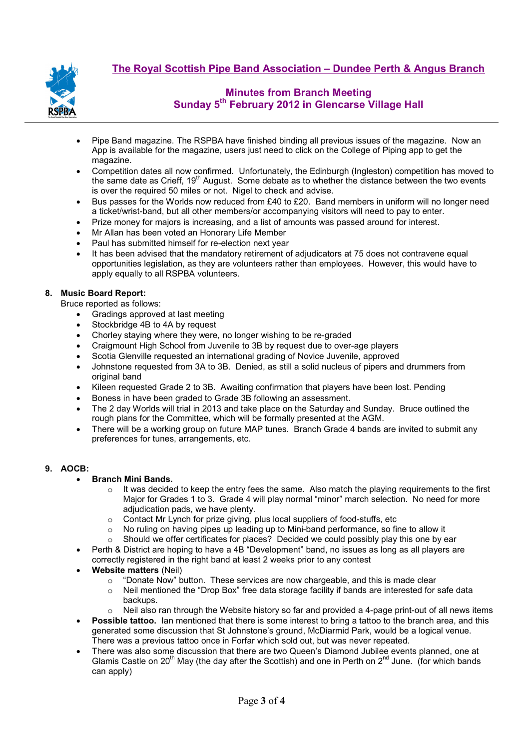- Pipe Band magazine. The RSPBA have finished binding all previous issues of the magazine. Now an App is available for the magazine, users just need to click on the College of Piping app to get the magazine.
- Competition dates all now confirmed. Unfortunately, the Edinburgh (Ingleston) competition has moved to the same date as Crieff, 19th August. Some debate as to whether the distance between the two events is over the required 50 miles or not. Nigel to check and advise.
- Bus passes for the Worlds now reduced from £40 to £20. Band members in uniform will no longer need a ticket/wrist-band, but all other members/or accompanying visitors will need to pay to enter.
- Prize money for majors is increasing, and a list of amounts was passed around for interest.
- Mr Allan has been voted an Honorary Life Member
- Paul has submitted himself for re-election next year
- It has been advised that the mandatory retirement of adjudicators at 75 does not contravene equal opportunities legislation, as they are volunteers rather than employees. However, this would have to apply equally to all RSPBA volunteers.

**8. Music Board Report:**

Bruce reported as follows:

- Gradings approved at last meeting
- Stockbridge 4B to 4A by request
- Chorley staying where they were, no longer wishing to be re-graded
- Craigmount High School from Juvenile to 3B by request due to over-age players
- Scotia Glenville requested an international grading of Novice Juvenile, approved
- Johnstone requested from 3A to 3B. Denied, as still a solid nucleus of pipers and drummers from original band
- Kileen requested Grade 2 to 3B. Awaiting confirmation that players have been lost. Pending
- Boness in have been graded to Grade 3B following an assessment.
- The 2 day Worlds will trial in 2013 and take place on the Saturday and Sunday. Bruce outlined the rough plans for the Committee, which will be formally presented at the AGM.
- There will be a working group on future MAP tunes. Branch Grade 4 bands are invited to submit any preferences for tunes, arrangements, etc.

**9. AOCB:**

- **Branch Mini Bands.**
  - It was decided to keep the entry fees the same. Also match the playing requirements to the first Major for Grades 1 to 3. Grade 4 will play normal "minor" march selection. No need for more adjudication pads, we have plenty.
  - Contact Mr Lynch for prize giving, plus local suppliers of food-stuffs, etc
  - No ruling on having pipes up leading up to Mini-band performance, so fine to allow it
  - Should we offer certificates for places? Decided we could possibly play this one by ear
- Perth & District are hoping to have a 4B "Development" band, no issues as long as all players are correctly registered in the right band at least 2 weeks prior to any contest
- **Website matters** (Neil)
  - "Donate Now" button. These services are now chargeable, and this is made clear
  - Neil mentioned the "Drop Box" free data storage facility if bands are interested for safe data backups.
  - Neil also ran through the Website history so far and provided a 4-page print-out of all news items
- **Possible tattoo.** Ian mentioned that there is some interest to bring a tattoo to the branch area, and this generated some discussion that St Johnstone's ground, McDiarmid Park, would be a logical venue. There was a previous tattoo once in Forfar which sold out, but was never repeated.
- There was also some discussion that there are two Queen's Diamond Jubilee events planned, one at Glamis Castle on 20th May (the day after the Scottish) and one in Perth on 2nd June. (for which bands can apply)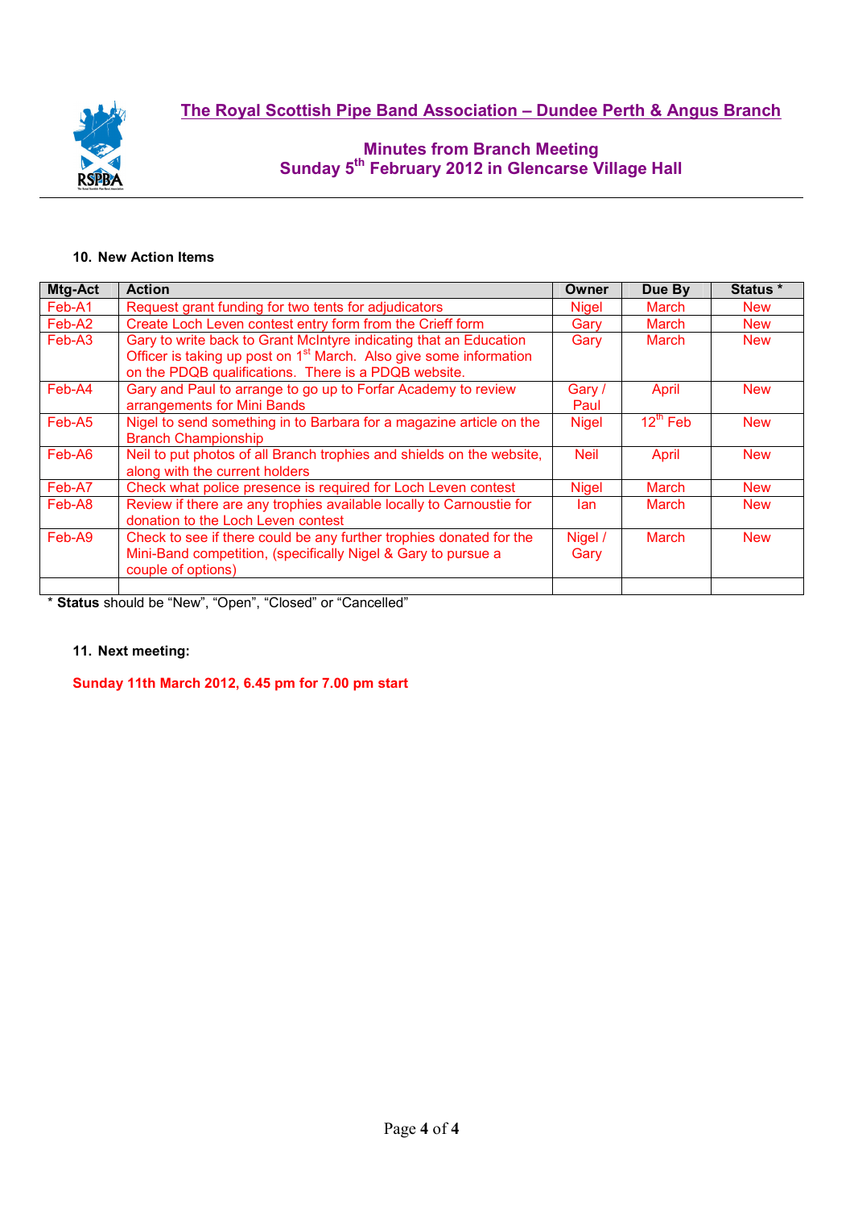## The Royal Scottish Pipe Band Association – Dundee Perth & Angus Branch

### Minutes from Branch Meeting
### Sunday 5th February 2012 in Glencarse Village Hall

**10. New Action Items**

| Mtg-Act | Action | Owner | Due By | Status * |
|---|---|---|---|---|
| Feb-A1 | Request grant funding for two tents for adjudicators | Nigel | March | New |
| Feb-A2 | Create Loch Leven contest entry form from the Crieff form | Gary | March | New |
| Feb-A3 | Gary to write back to Grant McIntyre indicating that an Education Officer is taking up post on 1st March. Also give some information on the PDQB qualifications. There is a PDQB website. | Gary | March | New |
| Feb-A4 | Gary and Paul to arrange to go up to Forfar Academy to review arrangements for Mini Bands | Gary / Paul | April | New |
| Feb-A5 | Nigel to send something in to Barbara for a magazine article on the Branch Championship | Nigel | 12th Feb | New |
| Feb-A6 | Neil to put photos of all Branch trophies and shields on the website, along with the current holders | Neil | April | New |
| Feb-A7 | Check what police presence is required for Loch Leven contest | Nigel | March | New |
| Feb-A8 | Review if there are any trophies available locally to Carnoustie for donation to the Loch Leven contest | Ian | March | New |
| Feb-A9 | Check to see if there could be any further trophies donated for the Mini-Band competition, (specifically Nigel & Gary to pursue a couple of options) | Nigel / Gary | March | New |
| | | | | |

\* **Status** should be "New", "Open", "Closed" or "Cancelled"

**11. Next meeting:**

**Sunday 11th March 2012, 6.45 pm for 7.00 pm start**